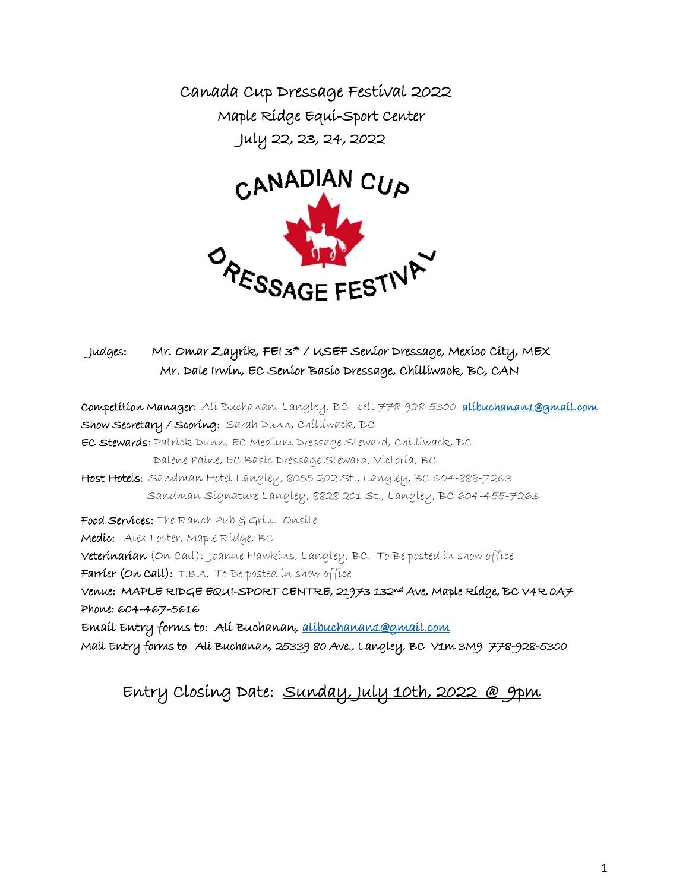# Canada Cup Dressage Festival 2022

## Maple Ridge Equi-Sport Center

## July 22, 23, 24, 2022

CANADIAN CUP DRESSAGE FESTIVAL

**Judges:** Mr. Omar Zayrik, FEI 3* / USEF Senior Dressage, Mexico City, MEX
Mr. Dale Irwin, EC Senior Basic Dressage, Chilliwack, BC, CAN

**Competition Manager**: Ali Buchanan, Langley, BC cell 778-928-5300 alibuchanan1@gmail.com
**Show Secretary / Scoring:** Sarah Dunn, Chilliwack, BC
**EC Stewards**: Patrick Dunn, EC Medium Dressage Steward, Chilliwack, BC
Dalene Paine, EC Basic Dressage Steward, Victoria, BC
**Host Hotels:** Sandman Hotel Langley, 8055 202 St., Langley, BC 604-888-7263
Sandman Signature Langley, 8828 201 St., Langley, BC 604-455-7263

**Food Services:** The Ranch Pub & Grill. Onsite
**Medic:** Alex Foster, Maple Ridge, BC
**Veterinarian** (On Call): Joanne Hawkins, Langley, BC. To Be posted in show office
**Farrier (On Call):** T.B.A. To Be posted in show office
**Venue: MAPLE RIDGE EQUI-SPORT CENTRE, 21973 132nd Ave, Maple Ridge, BC V4R 0A7**
**Phone: 604-467-5616**
**Email Entry forms to: Ali Buchanan, alibuchanan1@gmail.com**
**Mail Entry forms to Ali Buchanan, 25339 80 Ave., Langley, BC V1M 3M9 778-928-5300**

## Entry Closing Date: Sunday, July 10th, 2022 @ 9pm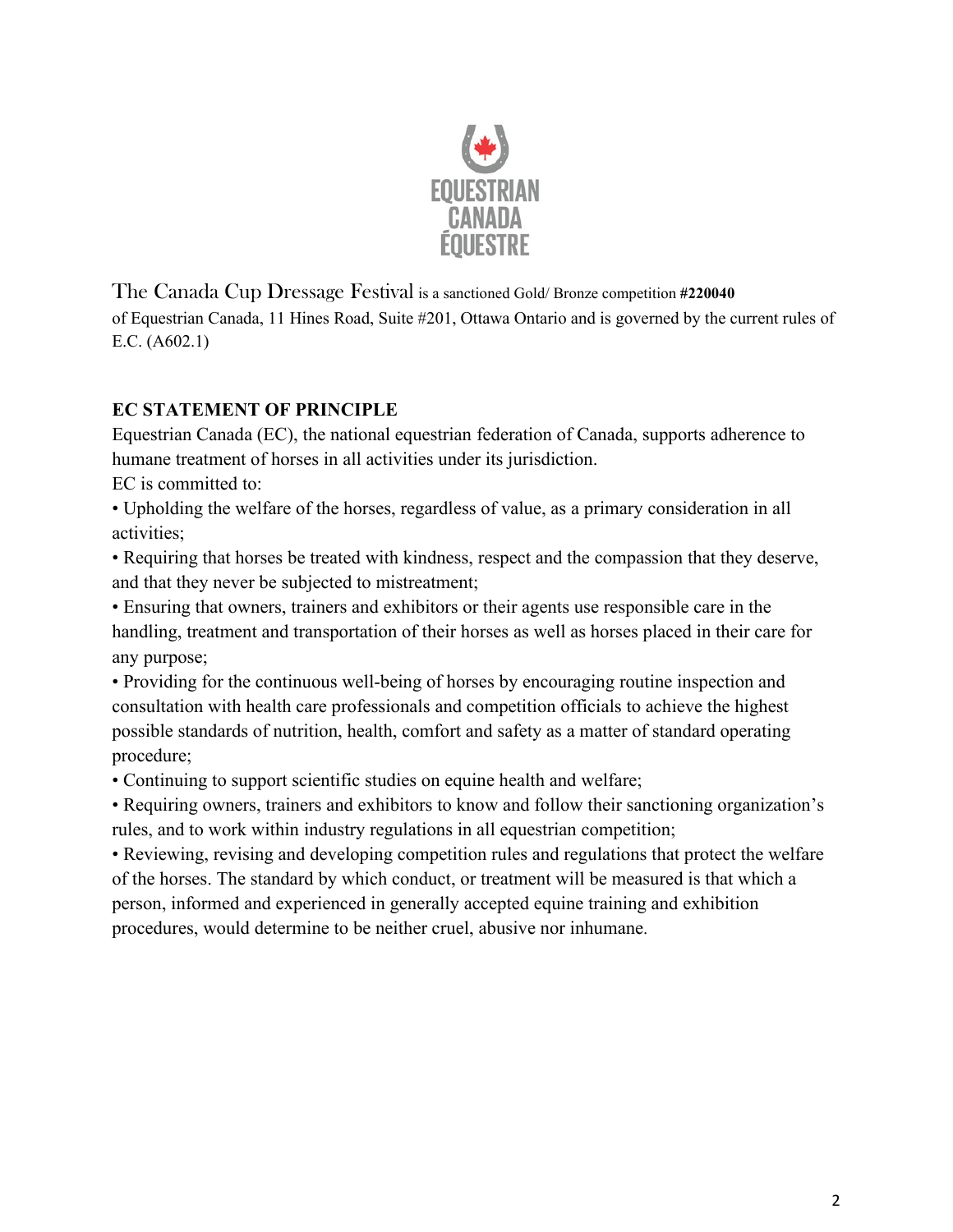The Canada Cup Dressage Festival is a sanctioned Gold/ Bronze competition **#220040** of Equestrian Canada, 11 Hines Road, Suite #201, Ottawa Ontario and is governed by the current rules of E.C. (A602.1)

**EC STATEMENT OF PRINCIPLE**

Equestrian Canada (EC), the national equestrian federation of Canada, supports adherence to humane treatment of horses in all activities under its jurisdiction.

EC is committed to:

- Upholding the welfare of the horses, regardless of value, as a primary consideration in all activities;
- Requiring that horses be treated with kindness, respect and the compassion that they deserve, and that they never be subjected to mistreatment;
- Ensuring that owners, trainers and exhibitors or their agents use responsible care in the handling, treatment and transportation of their horses as well as horses placed in their care for any purpose;
- Providing for the continuous well-being of horses by encouraging routine inspection and consultation with health care professionals and competition officials to achieve the highest possible standards of nutrition, health, comfort and safety as a matter of standard operating procedure;
- Continuing to support scientific studies on equine health and welfare;
- Requiring owners, trainers and exhibitors to know and follow their sanctioning organization's rules, and to work within industry regulations in all equestrian competition;
- Reviewing, revising and developing competition rules and regulations that protect the welfare of the horses. The standard by which conduct, or treatment will be measured is that which a person, informed and experienced in generally accepted equine training and exhibition procedures, would determine to be neither cruel, abusive nor inhumane.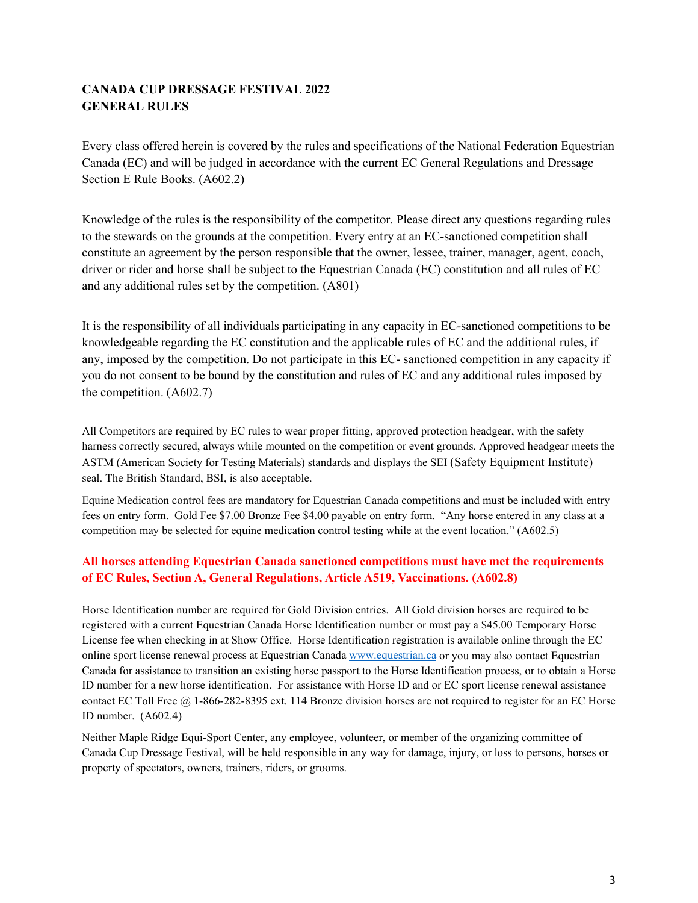# CANADA CUP DRESSAGE FESTIVAL 2022
# GENERAL RULES

Every class offered herein is covered by the rules and specifications of the National Federation Equestrian Canada (EC) and will be judged in accordance with the current EC General Regulations and Dressage Section E Rule Books. (A602.2)

Knowledge of the rules is the responsibility of the competitor. Please direct any questions regarding rules to the stewards on the grounds at the competition. Every entry at an EC-sanctioned competition shall constitute an agreement by the person responsible that the owner, lessee, trainer, manager, agent, coach, driver or rider and horse shall be subject to the Equestrian Canada (EC) constitution and all rules of EC and any additional rules set by the competition. (A801)

It is the responsibility of all individuals participating in any capacity in EC-sanctioned competitions to be knowledgeable regarding the EC constitution and the applicable rules of EC and the additional rules, if any, imposed by the competition. Do not participate in this EC- sanctioned competition in any capacity if you do not consent to be bound by the constitution and rules of EC and any additional rules imposed by the competition. (A602.7)

All Competitors are required by EC rules to wear proper fitting, approved protection headgear, with the safety harness correctly secured, always while mounted on the competition or event grounds. Approved headgear meets the ASTM (American Society for Testing Materials) standards and displays the SEI (Safety Equipment Institute) seal. The British Standard, BSI, is also acceptable.

Equine Medication control fees are mandatory for Equestrian Canada competitions and must be included with entry fees on entry form. Gold Fee $7.00 Bronze Fee $4.00 payable on entry form. "Any horse entered in any class at a competition may be selected for equine medication control testing while at the event location." (A602.5)

**All horses attending Equestrian Canada sanctioned competitions must have met the requirements of EC Rules, Section A, General Regulations, Article A519, Vaccinations. (A602.8)**

Horse Identification number are required for Gold Division entries. All Gold division horses are required to be registered with a current Equestrian Canada Horse Identification number or must pay a $45.00 Temporary Horse License fee when checking in at Show Office. Horse Identification registration is available online through the EC online sport license renewal process at Equestrian Canada www.equestrian.ca or you may also contact Equestrian Canada for assistance to transition an existing horse passport to the Horse Identification process, or to obtain a Horse ID number for a new horse identification. For assistance with Horse ID and or EC sport license renewal assistance contact EC Toll Free @ 1-866-282-8395 ext. 114 Bronze division horses are not required to register for an EC Horse ID number. (A602.4)

Neither Maple Ridge Equi-Sport Center, any employee, volunteer, or member of the organizing committee of Canada Cup Dressage Festival, will be held responsible in any way for damage, injury, or loss to persons, horses or property of spectators, owners, trainers, riders, or grooms.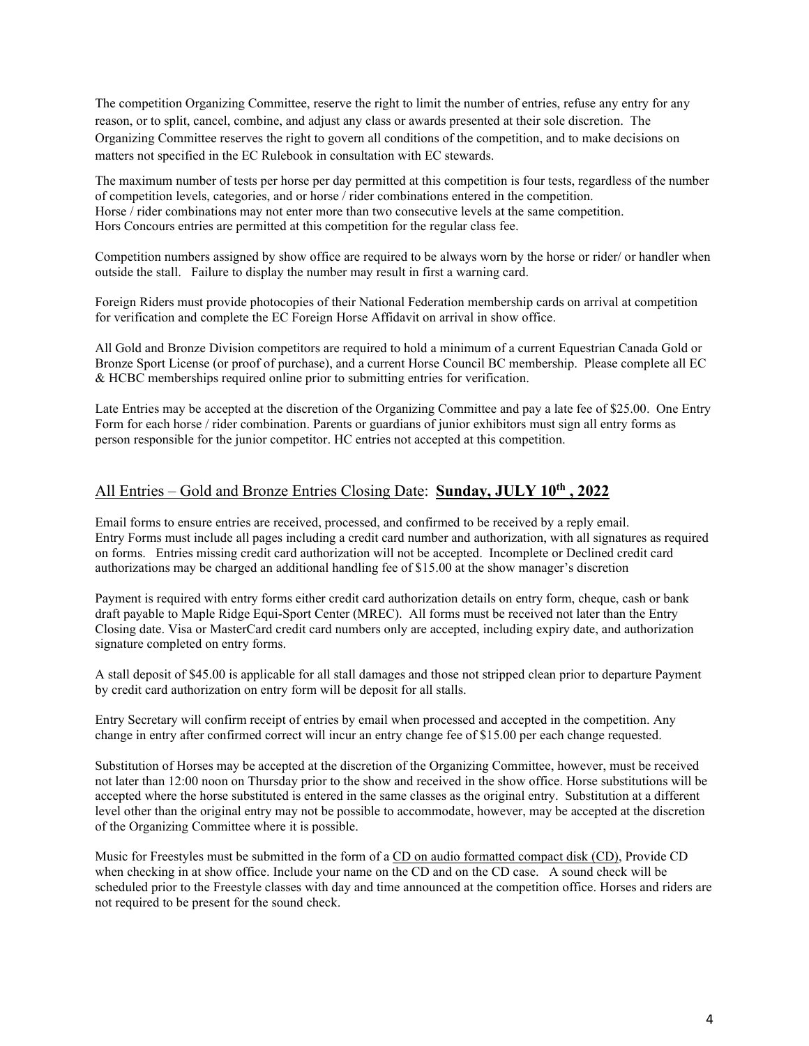The competition Organizing Committee, reserve the right to limit the number of entries, refuse any entry for any reason, or to split, cancel, combine, and adjust any class or awards presented at their sole discretion. The Organizing Committee reserves the right to govern all conditions of the competition, and to make decisions on matters not specified in the EC Rulebook in consultation with EC stewards.

The maximum number of tests per horse per day permitted at this competition is four tests, regardless of the number of competition levels, categories, and or horse / rider combinations entered in the competition.
Horse / rider combinations may not enter more than two consecutive levels at the same competition.
Hors Concours entries are permitted at this competition for the regular class fee.

Competition numbers assigned by show office are required to be always worn by the horse or rider/ or handler when outside the stall. Failure to display the number may result in first a warning card.

Foreign Riders must provide photocopies of their National Federation membership cards on arrival at competition for verification and complete the EC Foreign Horse Affidavit on arrival in show office.

All Gold and Bronze Division competitors are required to hold a minimum of a current Equestrian Canada Gold or Bronze Sport License (or proof of purchase), and a current Horse Council BC membership. Please complete all EC & HCBC memberships required online prior to submitting entries for verification.

Late Entries may be accepted at the discretion of the Organizing Committee and pay a late fee of $25.00. One Entry Form for each horse / rider combination. Parents or guardians of junior exhibitors must sign all entry forms as person responsible for the junior competitor. HC entries not accepted at this competition.

## All Entries – Gold and Bronze Entries Closing Date: **Sunday, JULY 10th , 2022**

Email forms to ensure entries are received, processed, and confirmed to be received by a reply email.
Entry Forms must include all pages including a credit card number and authorization, with all signatures as required on forms. Entries missing credit card authorization will not be accepted. Incomplete or Declined credit card authorizations may be charged an additional handling fee of $15.00 at the show manager's discretion

Payment is required with entry forms either credit card authorization details on entry form, cheque, cash or bank draft payable to Maple Ridge Equi-Sport Center (MREC). All forms must be received not later than the Entry Closing date. Visa or MasterCard credit card numbers only are accepted, including expiry date, and authorization signature completed on entry forms.

A stall deposit of $45.00 is applicable for all stall damages and those not stripped clean prior to departure Payment by credit card authorization on entry form will be deposit for all stalls.

Entry Secretary will confirm receipt of entries by email when processed and accepted in the competition. Any change in entry after confirmed correct will incur an entry change fee of $15.00 per each change requested.

Substitution of Horses may be accepted at the discretion of the Organizing Committee, however, must be received not later than 12:00 noon on Thursday prior to the show and received in the show office. Horse substitutions will be accepted where the horse substituted is entered in the same classes as the original entry. Substitution at a different level other than the original entry may not be possible to accommodate, however, may be accepted at the discretion of the Organizing Committee where it is possible.

Music for Freestyles must be submitted in the form of a CD on audio formatted compact disk (CD), Provide CD when checking in at show office. Include your name on the CD and on the CD case. A sound check will be scheduled prior to the Freestyle classes with day and time announced at the competition office. Horses and riders are not required to be present for the sound check.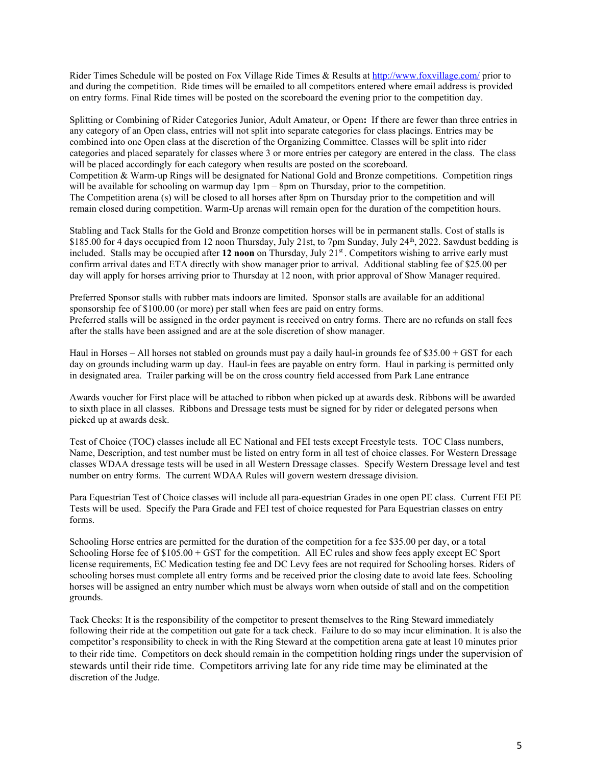Rider Times Schedule will be posted on Fox Village Ride Times & Results at http://www.foxvillage.com/ prior to and during the competition. Ride times will be emailed to all competitors entered where email address is provided on entry forms. Final Ride times will be posted on the scoreboard the evening prior to the competition day.

Splitting or Combining of Rider Categories Junior, Adult Amateur, or Open**:** If there are fewer than three entries in any category of an Open class, entries will not split into separate categories for class placings. Entries may be combined into one Open class at the discretion of the Organizing Committee. Classes will be split into rider categories and placed separately for classes where 3 or more entries per category are entered in the class. The class will be placed accordingly for each category when results are posted on the scoreboard.
Competition & Warm-up Rings will be designated for National Gold and Bronze competitions. Competition rings will be available for schooling on warmup day 1pm – 8pm on Thursday, prior to the competition.
The Competition arena (s) will be closed to all horses after 8pm on Thursday prior to the competition and will remain closed during competition. Warm-Up arenas will remain open for the duration of the competition hours.

Stabling and Tack Stalls for the Gold and Bronze competition horses will be in permanent stalls. Cost of stalls is $185.00 for 4 days occupied from 12 noon Thursday, July 21st, to 7pm Sunday, July 24th, 2022. Sawdust bedding is included. Stalls may be occupied after **12 noon** on Thursday, July 21st. Competitors wishing to arrive early must confirm arrival dates and ETA directly with show manager prior to arrival. Additional stabling fee of $25.00 per day will apply for horses arriving prior to Thursday at 12 noon, with prior approval of Show Manager required.

Preferred Sponsor stalls with rubber mats indoors are limited. Sponsor stalls are available for an additional sponsorship fee of $100.00 (or more) per stall when fees are paid on entry forms.
Preferred stalls will be assigned in the order payment is received on entry forms. There are no refunds on stall fees after the stalls have been assigned and are at the sole discretion of show manager.

Haul in Horses – All horses not stabled on grounds must pay a daily haul-in grounds fee of $35.00 + GST for each day on grounds including warm up day. Haul-in fees are payable on entry form. Haul in parking is permitted only in designated area. Trailer parking will be on the cross country field accessed from Park Lane entrance

Awards voucher for First place will be attached to ribbon when picked up at awards desk. Ribbons will be awarded to sixth place in all classes. Ribbons and Dressage tests must be signed for by rider or delegated persons when picked up at awards desk.

Test of Choice (TOC**)** classes include all EC National and FEI tests except Freestyle tests. TOC Class numbers, Name, Description, and test number must be listed on entry form in all test of choice classes. For Western Dressage classes WDAA dressage tests will be used in all Western Dressage classes. Specify Western Dressage level and test number on entry forms. The current WDAA Rules will govern western dressage division.

Para Equestrian Test of Choice classes will include all para-equestrian Grades in one open PE class. Current FEI PE Tests will be used. Specify the Para Grade and FEI test of choice requested for Para Equestrian classes on entry forms.

Schooling Horse entries are permitted for the duration of the competition for a fee $35.00 per day, or a total Schooling Horse fee of $105.00 + GST for the competition. All EC rules and show fees apply except EC Sport license requirements, EC Medication testing fee and DC Levy fees are not required for Schooling horses. Riders of schooling horses must complete all entry forms and be received prior the closing date to avoid late fees. Schooling horses will be assigned an entry number which must be always worn when outside of stall and on the competition grounds.

Tack Checks: It is the responsibility of the competitor to present themselves to the Ring Steward immediately following their ride at the competition out gate for a tack check. Failure to do so may incur elimination. It is also the competitor's responsibility to check in with the Ring Steward at the competition arena gate at least 10 minutes prior to their ride time. Competitors on deck should remain in the competition holding rings under the supervision of stewards until their ride time. Competitors arriving late for any ride time may be eliminated at the discretion of the Judge.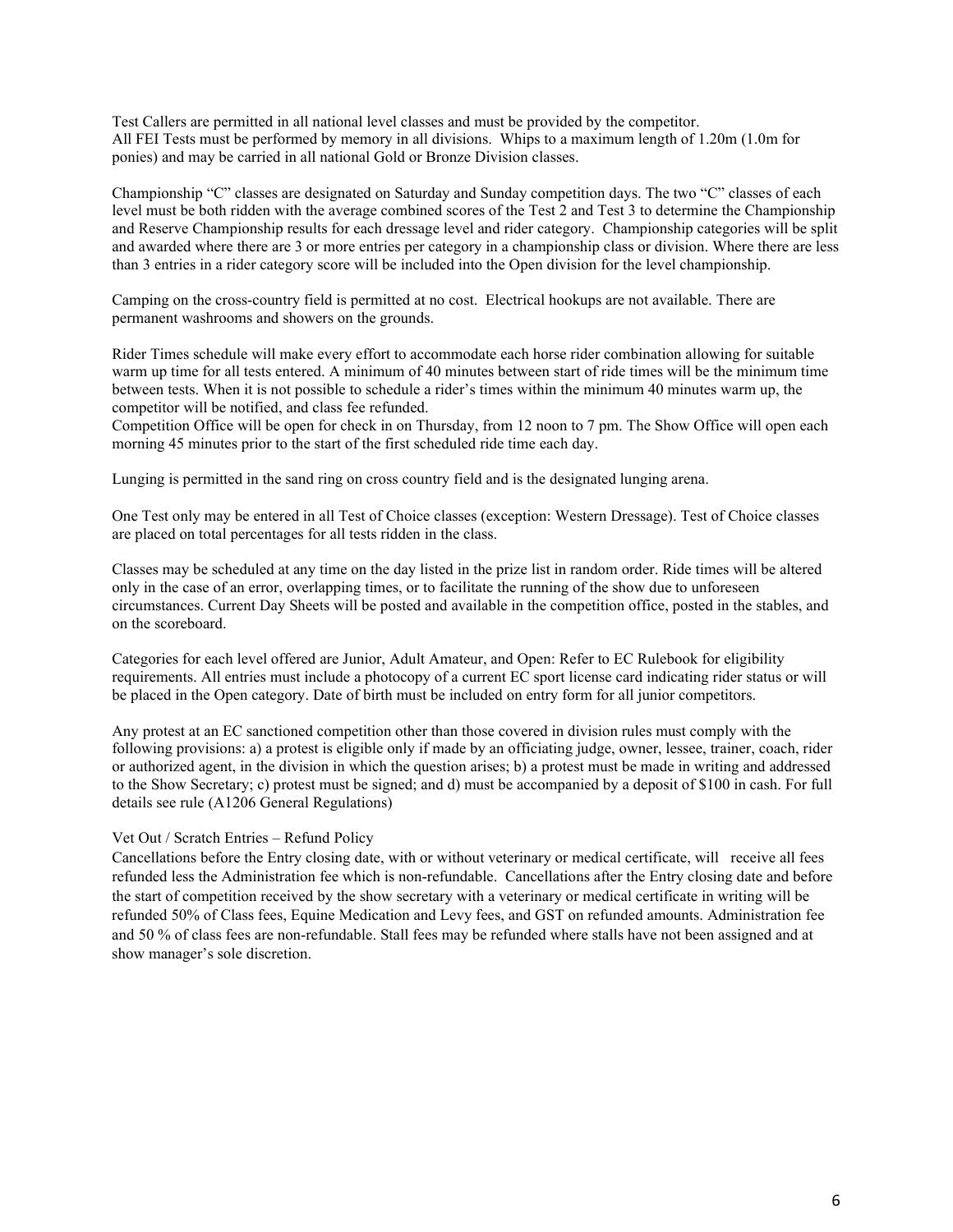Test Callers are permitted in all national level classes and must be provided by the competitor.
All FEI Tests must be performed by memory in all divisions. Whips to a maximum length of 1.20m (1.0m for ponies) and may be carried in all national Gold or Bronze Division classes.

Championship "C" classes are designated on Saturday and Sunday competition days. The two "C" classes of each level must be both ridden with the average combined scores of the Test 2 and Test 3 to determine the Championship and Reserve Championship results for each dressage level and rider category. Championship categories will be split and awarded where there are 3 or more entries per category in a championship class or division. Where there are less than 3 entries in a rider category score will be included into the Open division for the level championship.

Camping on the cross-country field is permitted at no cost. Electrical hookups are not available. There are permanent washrooms and showers on the grounds.

Rider Times schedule will make every effort to accommodate each horse rider combination allowing for suitable warm up time for all tests entered. A minimum of 40 minutes between start of ride times will be the minimum time between tests. When it is not possible to schedule a rider's times within the minimum 40 minutes warm up, the competitor will be notified, and class fee refunded.
Competition Office will be open for check in on Thursday, from 12 noon to 7 pm. The Show Office will open each morning 45 minutes prior to the start of the first scheduled ride time each day.

Lunging is permitted in the sand ring on cross country field and is the designated lunging arena.

One Test only may be entered in all Test of Choice classes (exception: Western Dressage). Test of Choice classes are placed on total percentages for all tests ridden in the class.

Classes may be scheduled at any time on the day listed in the prize list in random order. Ride times will be altered only in the case of an error, overlapping times, or to facilitate the running of the show due to unforeseen circumstances. Current Day Sheets will be posted and available in the competition office, posted in the stables, and on the scoreboard.

Categories for each level offered are Junior, Adult Amateur, and Open: Refer to EC Rulebook for eligibility requirements. All entries must include a photocopy of a current EC sport license card indicating rider status or will be placed in the Open category. Date of birth must be included on entry form for all junior competitors.

Any protest at an EC sanctioned competition other than those covered in division rules must comply with the following provisions: a) a protest is eligible only if made by an officiating judge, owner, lessee, trainer, coach, rider or authorized agent, in the division in which the question arises; b) a protest must be made in writing and addressed to the Show Secretary; c) protest must be signed; and d) must be accompanied by a deposit of $100 in cash. For full details see rule (A1206 General Regulations)

Vet Out / Scratch Entries – Refund Policy
Cancellations before the Entry closing date, with or without veterinary or medical certificate, will receive all fees refunded less the Administration fee which is non-refundable. Cancellations after the Entry closing date and before the start of competition received by the show secretary with a veterinary or medical certificate in writing will be refunded 50% of Class fees, Equine Medication and Levy fees, and GST on refunded amounts. Administration fee and 50 % of class fees are non-refundable. Stall fees may be refunded where stalls have not been assigned and at show manager's sole discretion.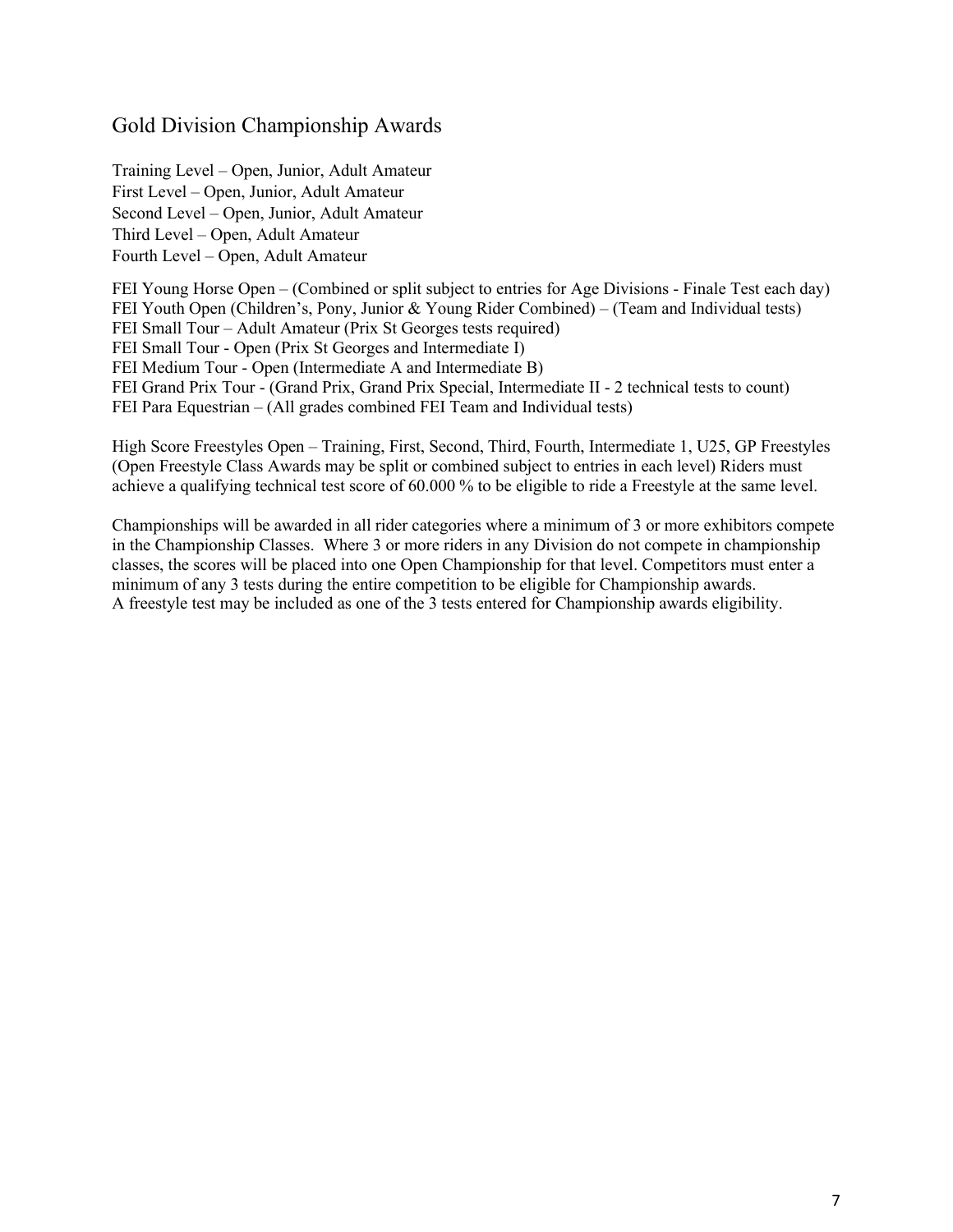## Gold Division Championship Awards

Training Level – Open, Junior, Adult Amateur
First Level – Open, Junior, Adult Amateur
Second Level – Open, Junior, Adult Amateur
Third Level – Open, Adult Amateur
Fourth Level – Open, Adult Amateur

FEI Young Horse Open – (Combined or split subject to entries for Age Divisions - Finale Test each day)
FEI Youth Open (Children's, Pony, Junior & Young Rider Combined) – (Team and Individual tests)
FEI Small Tour – Adult Amateur (Prix St Georges tests required)
FEI Small Tour - Open (Prix St Georges and Intermediate I)
FEI Medium Tour - Open (Intermediate A and Intermediate B)
FEI Grand Prix Tour - (Grand Prix, Grand Prix Special, Intermediate II - 2 technical tests to count)
FEI Para Equestrian – (All grades combined FEI Team and Individual tests)

High Score Freestyles Open – Training, First, Second, Third, Fourth, Intermediate 1, U25, GP Freestyles (Open Freestyle Class Awards may be split or combined subject to entries in each level) Riders must achieve a qualifying technical test score of 60.000 % to be eligible to ride a Freestyle at the same level.

Championships will be awarded in all rider categories where a minimum of 3 or more exhibitors compete in the Championship Classes. Where 3 or more riders in any Division do not compete in championship classes, the scores will be placed into one Open Championship for that level. Competitors must enter a minimum of any 3 tests during the entire competition to be eligible for Championship awards.
A freestyle test may be included as one of the 3 tests entered for Championship awards eligibility.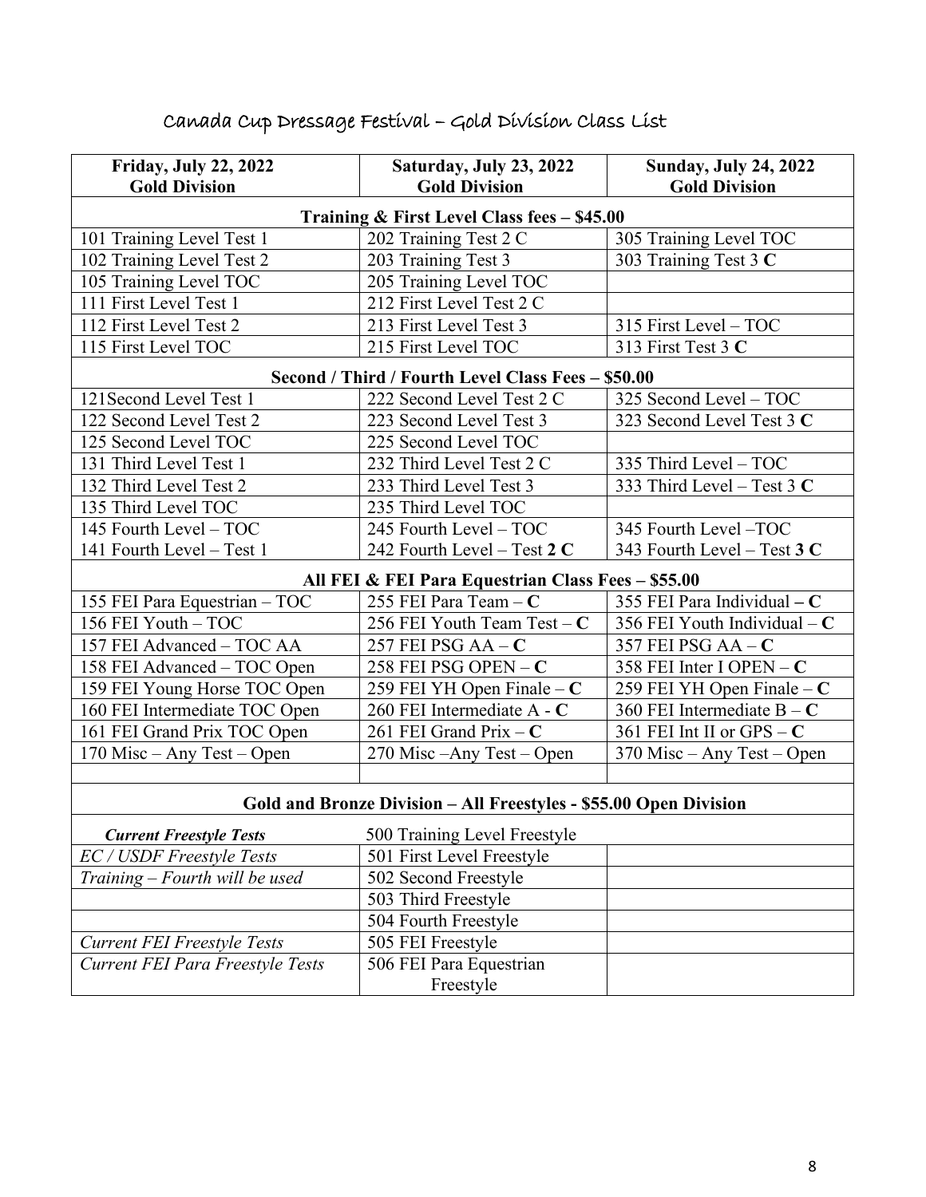# Canada Cup Dressage Festival – Gold Division Class List

| Friday, July 22, 2022<br>Gold Division | Saturday, July 23, 2022<br>Gold Division | Sunday, July 24, 2022<br>Gold Division |
|---|---|---|
| **Training & First Level Class fees – $45.00** | | |
| 101 Training Level Test 1 | 202 Training Test 2 C | 305 Training Level TOC |
| 102 Training Level Test 2 | 203 Training Test 3 | 303 Training Test 3 **C** |
| 105 Training Level TOC | 205 Training Level TOC | |
| 111 First Level Test 1 | 212 First Level Test 2 C | |
| 112 First Level Test 2 | 213 First Level Test 3 | 315 First Level – TOC |
| 115 First Level TOC | 215 First Level TOC | 313 First Test 3 **C** |
| **Second / Third / Fourth Level Class Fees – $50.00** | | |
| 121Second Level Test 1 | 222 Second Level Test 2 C | 325 Second Level – TOC |
| 122 Second Level Test 2 | 223 Second Level Test 3 | 323 Second Level Test 3 **C** |
| 125 Second Level TOC | 225 Second Level TOC | |
| 131 Third Level Test 1 | 232 Third Level Test 2 C | 335 Third Level – TOC |
| 132 Third Level Test 2 | 233 Third Level Test 3 | 333 Third Level – Test 3 **C** |
| 135 Third Level TOC | 235 Third Level TOC | |
| 145 Fourth Level – TOC<br>141 Fourth Level – Test 1 | 245 Fourth Level – TOC<br>242 Fourth Level – Test **2 C** | 345 Fourth Level –TOC<br>343 Fourth Level – Test **3 C** |
| **All FEI & FEI Para Equestrian Class Fees – $55.00** | | |
| 155 FEI Para Equestrian – TOC | 255 FEI Para Team – **C** | 355 FEI Para Individual **– C** |
| 156 FEI Youth – TOC | 256 FEI Youth Team Test – **C** | 356 FEI Youth Individual – **C** |
| 157 FEI Advanced – TOC AA | 257 FEI PSG AA – **C** | 357 FEI PSG AA – **C** |
| 158 FEI Advanced – TOC Open | 258 FEI PSG OPEN – **C** | 358 FEI Inter I OPEN – **C** |
| 159 FEI Young Horse TOC Open | 259 FEI YH Open Finale – **C** | 259 FEI YH Open Finale – **C** |
| 160 FEI Intermediate TOC Open | 260 FEI Intermediate A - **C** | 360 FEI Intermediate B – **C** |
| 161 FEI Grand Prix TOC Open | 261 FEI Grand Prix – **C** | 361 FEI Int II or GPS – **C** |
| 170 Misc – Any Test – Open | 270 Misc –Any Test – Open | 370 Misc – Any Test – Open |
| | | |
| **Gold and Bronze Division – All Freestyles - $55.00 Open Division** | | |
| ***Current Freestyle Tests*** | 500 Training Level Freestyle | |
| *EC / USDF Freestyle Tests* | 501 First Level Freestyle | |
| *Training – Fourth will be used* | 502 Second Freestyle | |
| | 503 Third Freestyle | |
| | 504 Fourth Freestyle | |
| *Current FEI Freestyle Tests* | 505 FEI Freestyle | |
| *Current FEI Para Freestyle Tests* | 506 FEI Para Equestrian Freestyle | |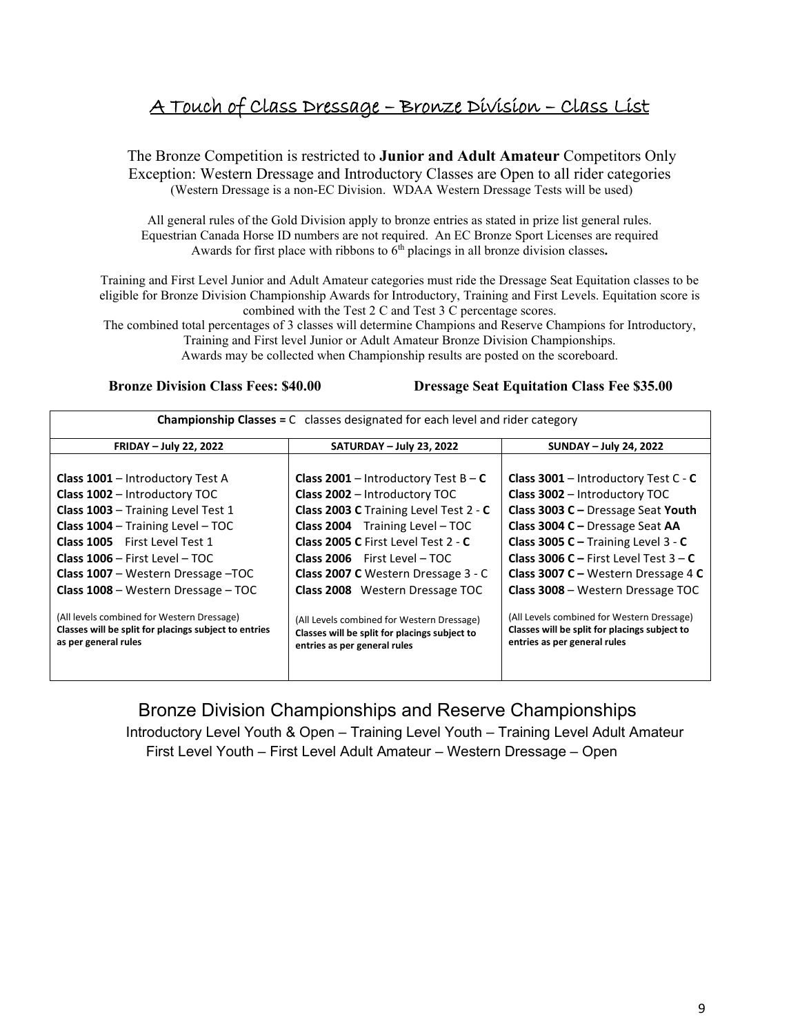## A Touch of Class Dressage – Bronze Division – Class List

The Bronze Competition is restricted to **Junior and Adult Amateur** Competitors Only
Exception: Western Dressage and Introductory Classes are Open to all rider categories
(Western Dressage is a non-EC Division. WDAA Western Dressage Tests will be used)

All general rules of the Gold Division apply to bronze entries as stated in prize list general rules.
Equestrian Canada Horse ID numbers are not required. An EC Bronze Sport Licenses are required
Awards for first place with ribbons to 6th placings in all bronze division classes**.**

Training and First Level Junior and Adult Amateur categories must ride the Dressage Seat Equitation classes to be eligible for Bronze Division Championship Awards for Introductory, Training and First Levels. Equitation score is combined with the Test 2 C and Test 3 C percentage scores.
The combined total percentages of 3 classes will determine Champions and Reserve Champions for Introductory, Training and First level Junior or Adult Amateur Bronze Division Championships.
Awards may be collected when Championship results are posted on the scoreboard.

**Bronze Division Class Fees: $40.00** **Dressage Seat Equitation Class Fee $35.00**

| **Championship Classes =** C classes designated for each level and rider category | | |
|---|---|---|
| **FRIDAY – July 22, 2022** | **SATURDAY – July 23, 2022** | **SUNDAY – July 24, 2022** |
| **Class 1001** – Introductory Test A | **Class 2001** – Introductory Test B – **C** | **Class 3001** – Introductory Test C - **C** |
| **Class 1002** – Introductory TOC | **Class 2002** – Introductory TOC | **Class 3002** – Introductory TOC |
| **Class 1003** – Training Level Test 1 | **Class 2003 C** Training Level Test 2 - **C** | **Class 3003 C –** Dressage Seat **Youth** |
| **Class 1004** – Training Level – TOC | **Class 2004** Training Level – TOC | **Class 3004 C –** Dressage Seat **AA** |
| **Class 1005** First Level Test 1 | **Class 2005 C** First Level Test 2 - **C** | **Class 3005 C –** Training Level 3 - **C** |
| **Class 1006** – First Level – TOC | **Class 2006** First Level – TOC | **Class 3006 C –** First Level Test 3 – **C** |
| **Class 1007** – Western Dressage –TOC | **Class 2007 C** Western Dressage 3 - C | **Class 3007 C –** Western Dressage 4 **C** |
| **Class 1008** – Western Dressage – TOC | **Class 2008** Western Dressage TOC | **Class 3008** – Western Dressage TOC |
| (All levels combined for Western Dressage) **Classes will be split for placings subject to entries as per general rules** | (All Levels combined for Western Dressage) **Classes will be split for placings subject to entries as per general rules** | (All Levels combined for Western Dressage) **Classes will be split for placings subject to entries as per general rules** |

### Bronze Division Championships and Reserve Championships

Introductory Level Youth & Open – Training Level Youth – Training Level Adult Amateur
First Level Youth – First Level Adult Amateur – Western Dressage – Open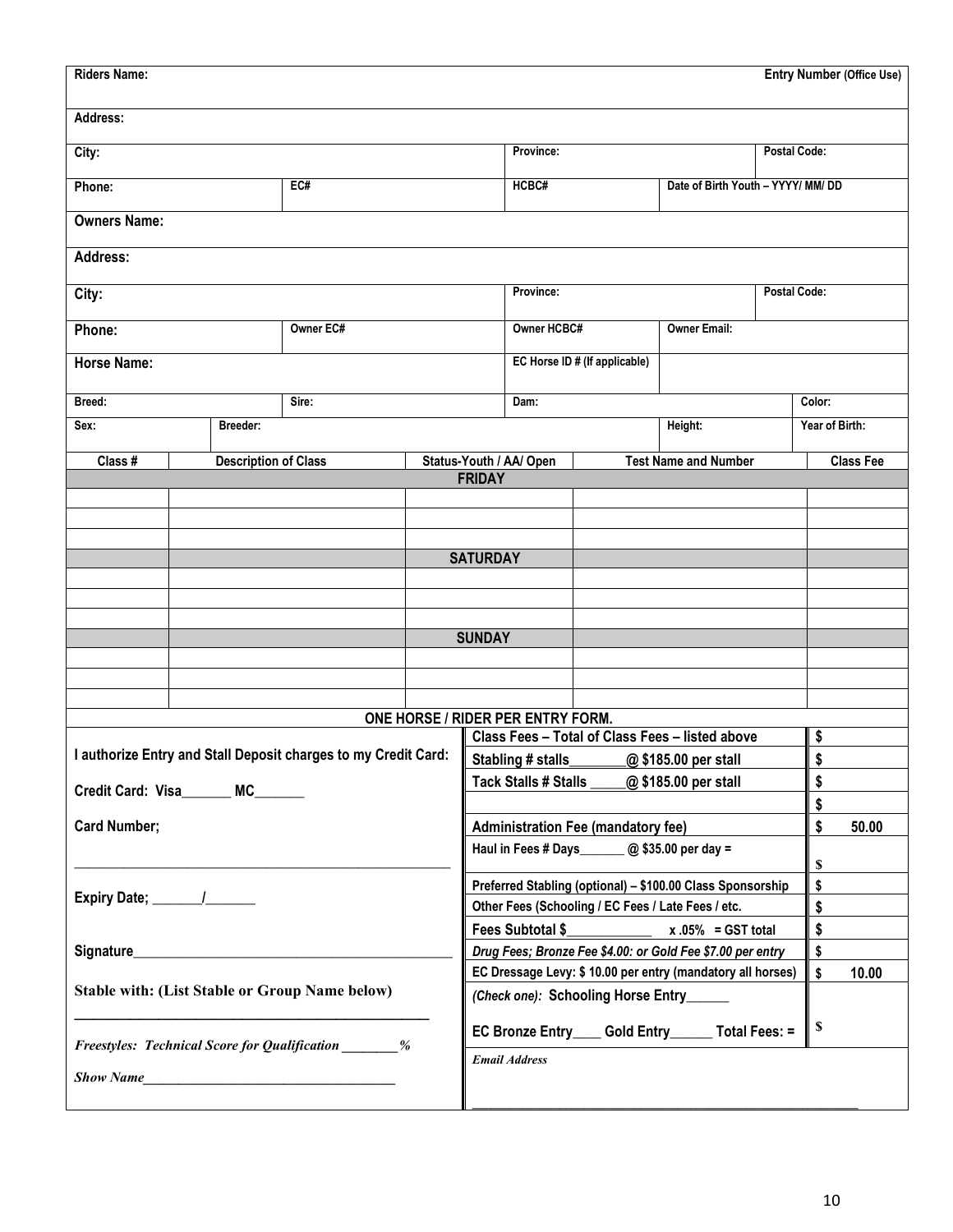| Riders Name: | | | | Entry Number (Office Use) |
|---|---|---|---|---|
| Address: | | | | |
| City: | | Province: | | Postal Code: |
| Phone: | EC# | HCBC# | Date of Birth Youth – YYYY/ MM/ DD | |

| **Owners Name:** | | | | |
|---|---|---|---|---|
| **Address:** | | | | |
| **City:** | | Province: | | Postal Code: |
| **Phone:** | Owner EC# | Owner HCBC# | Owner Email: | |
| **Horse Name:** | | EC Horse ID # (If applicable) | | |

| Breed: | Sire: | Dam: | | Color: |
|---|---|---|---|---|
| Sex: | Breeder: | | Height: | Year of Birth: |

| Class # | Description of Class | Status-Youth / AA/ Open | Test Name and Number | Class Fee |
|---|---|---|---|---|
| | | **FRIDAY** | | |
| | | | | |
| | | | | |
| | | | | |
| | | **SATURDAY** | | |
| | | | | |
| | | | | |
| | | | | |
| | | **SUNDAY** | | |
| | | | | |
| | | | | |
| | | | | |

**ONE HORSE / RIDER PER ENTRY FORM.**

**I authorize Entry and Stall Deposit charges to my Credit Card:**

**Credit Card: Visa_______ MC_______**

**Card Number;**

_____________________________________________________

**Expiry Date; _______/_______**

**Signature**_____________________________________________

**Stable with: (List Stable or Group Name below)**

_____________________________________________________

***Freestyles: Technical Score for Qualification ________%***

***Show Name***____________________________________

| Fee | Amount |
|---|---|
| Class Fees – Total of Class Fees – listed above | $ |
| Stabling # stalls________@ $185.00 per stall | $ |
| Tack Stalls # Stalls _____@ $185.00 per stall | $ |
| | $ |
| Administration Fee (mandatory fee) | $ 50.00 |
| Haul in Fees # Days_______ @ $35.00 per day = | $ |
| Preferred Stabling (optional) – $100.00 Class Sponsorship | $ |
| Other Fees (Schooling / EC Fees / Late Fees / etc. | $ |
| Fees Subtotal $____________ x .05% = GST total | $ |
| *Drug Fees; Bronze Fee $4.00: or Gold Fee $7.00 per entry* | $ |
| EC Dressage Levy: $ 10.00 per entry (mandatory all horses) | $ 10.00 |
| *(Check one):* Schooling Horse Entry______ EC Bronze Entry____ Gold Entry______ Total Fees: = | $ |

***Email Address***

_____________________________________________________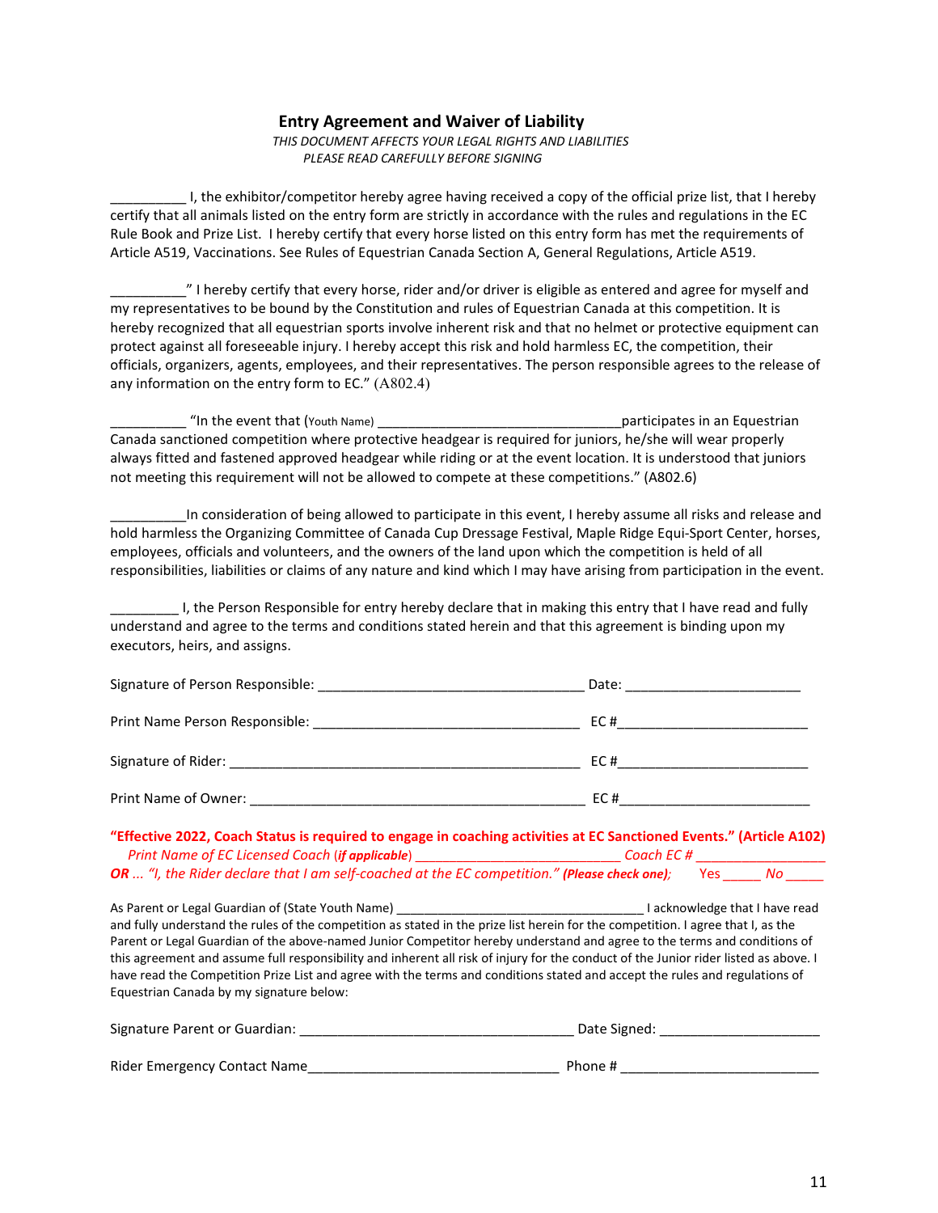## Entry Agreement and Waiver of Liability

*THIS DOCUMENT AFFECTS YOUR LEGAL RIGHTS AND LIABILITIES*
*PLEASE READ CAREFULLY BEFORE SIGNING*

__________ I, the exhibitor/competitor hereby agree having received a copy of the official prize list, that I hereby certify that all animals listed on the entry form are strictly in accordance with the rules and regulations in the EC Rule Book and Prize List. I hereby certify that every horse listed on this entry form has met the requirements of Article A519, Vaccinations. See Rules of Equestrian Canada Section A, General Regulations, Article A519.

__________" I hereby certify that every horse, rider and/or driver is eligible as entered and agree for myself and my representatives to be bound by the Constitution and rules of Equestrian Canada at this competition. It is hereby recognized that all equestrian sports involve inherent risk and that no helmet or protective equipment can protect against all foreseeable injury. I hereby accept this risk and hold harmless EC, the competition, their officials, organizers, agents, employees, and their representatives. The person responsible agrees to the release of any information on the entry form to EC." (A802.4)

__________ "In the event that (Youth Name) ________________________________participates in an Equestrian Canada sanctioned competition where protective headgear is required for juniors, he/she will wear properly always fitted and fastened approved headgear while riding or at the event location. It is understood that juniors not meeting this requirement will not be allowed to compete at these competitions." (A802.6)

__________In consideration of being allowed to participate in this event, I hereby assume all risks and release and hold harmless the Organizing Committee of Canada Cup Dressage Festival, Maple Ridge Equi-Sport Center, horses, employees, officials and volunteers, and the owners of the land upon which the competition is held of all responsibilities, liabilities or claims of any nature and kind which I may have arising from participation in the event.

_________ I, the Person Responsible for entry hereby declare that in making this entry that I have read and fully understand and agree to the terms and conditions stated herein and that this agreement is binding upon my executors, heirs, and assigns.

Signature of Person Responsible: ___________________________________ Date: _______________________

Print Name Person Responsible: ___________________________________ EC #_________________________

Signature of Rider: ______________________________________________ EC #_________________________

Print Name of Owner: ____________________________________________ EC #_________________________

**"Effective 2022, Coach Status is required to engage in coaching activities at EC Sanctioned Events." (Article A102)**

*Print Name of EC Licensed Coach (**if applicable**) ___________________________ Coach EC # _________________*

***OR** ... "I, the Rider declare that I am self-coached at the EC competition." **(Please check one)**;* Yes _____ *No* _____

As Parent or Legal Guardian of (State Youth Name) __________________________________ I acknowledge that I have read and fully understand the rules of the competition as stated in the prize list herein for the competition. I agree that I, as the Parent or Legal Guardian of the above-named Junior Competitor hereby understand and agree to the terms and conditions of this agreement and assume full responsibility and inherent all risk of injury for the conduct of the Junior rider listed as above. I have read the Competition Prize List and agree with the terms and conditions stated and accept the rules and regulations of Equestrian Canada by my signature below:

Signature Parent or Guardian: ____________________________________ Date Signed: _____________________

Rider Emergency Contact Name________________________________ Phone # __________________________